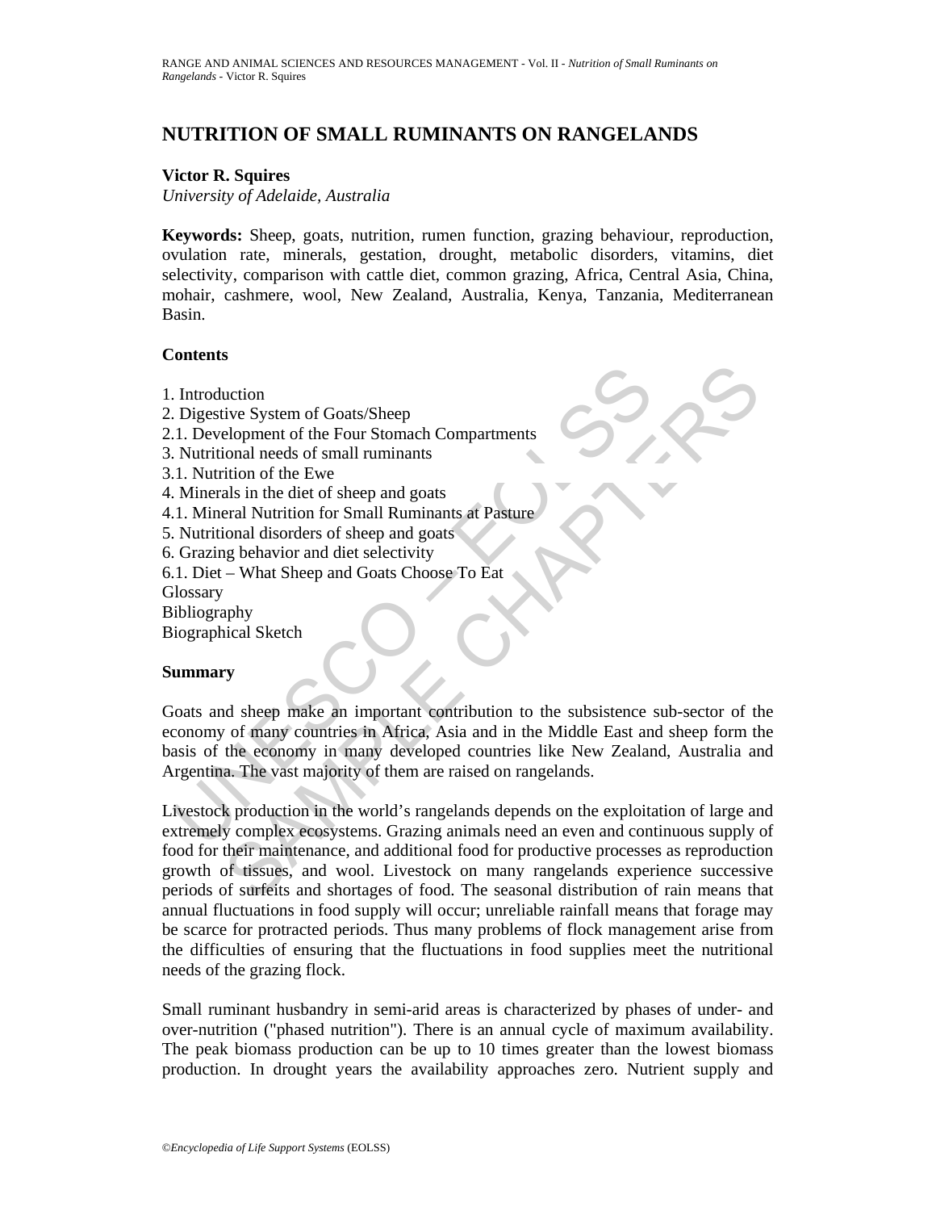# NUTRITION OF SMALL RUMINANTS ON RANGELANDS

**Victor R. Squires**

*University of Adelaide, Australia*

**Keywords:** Sheep, goats, nutrition, rumen function, grazing behaviour, reproduction, ovulation rate, minerals, gestation, drought, metabolic disorders, vitamins, diet selectivity, comparison with cattle diet, common grazing, Africa, Central Asia, China, mohair, cashmere, wool, New Zealand, Australia, Kenya, Tanzania, Mediterranean Basin.

## Contents

1. Introduction
2. Digestive System of Goats/Sheep
2.1. Development of the Four Stomach Compartments
3. Nutritional needs of small ruminants
3.1. Nutrition of the Ewe
4. Minerals in the diet of sheep and goats
4.1. Mineral Nutrition for Small Ruminants at Pasture
5. Nutritional disorders of sheep and goats
6. Grazing behavior and diet selectivity
6.1. Diet – What Sheep and Goats Choose To Eat

Glossary

Bibliography

Biographical Sketch

## Summary

Goats and sheep make an important contribution to the subsistence sub-sector of the economy of many countries in Africa, Asia and in the Middle East and sheep form the basis of the economy in many developed countries like New Zealand, Australia and Argentina. The vast majority of them are raised on rangelands.

Livestock production in the world's rangelands depends on the exploitation of large and extremely complex ecosystems. Grazing animals need an even and continuous supply of food for their maintenance, and additional food for productive processes as reproduction growth of tissues, and wool. Livestock on many rangelands experience successive periods of surfeits and shortages of food. The seasonal distribution of rain means that annual fluctuations in food supply will occur; unreliable rainfall means that forage may be scarce for protracted periods. Thus many problems of flock management arise from the difficulties of ensuring that the fluctuations in food supplies meet the nutritional needs of the grazing flock.

Small ruminant husbandry in semi-arid areas is characterized by phases of under- and over-nutrition ("phased nutrition"). There is an annual cycle of maximum availability. The peak biomass production can be up to 10 times greater than the lowest biomass production. In drought years the availability approaches zero. Nutrient supply and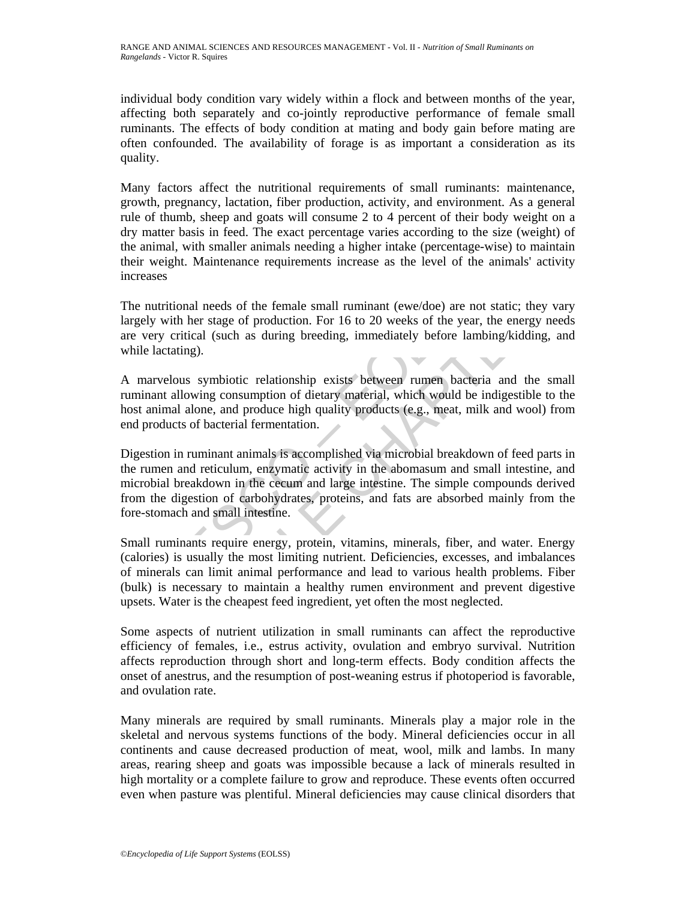individual body condition vary widely within a flock and between months of the year, affecting both separately and co-jointly reproductive performance of female small ruminants. The effects of body condition at mating and body gain before mating are often confounded. The availability of forage is as important a consideration as its quality.

Many factors affect the nutritional requirements of small ruminants: maintenance, growth, pregnancy, lactation, fiber production, activity, and environment. As a general rule of thumb, sheep and goats will consume 2 to 4 percent of their body weight on a dry matter basis in feed. The exact percentage varies according to the size (weight) of the animal, with smaller animals needing a higher intake (percentage-wise) to maintain their weight. Maintenance requirements increase as the level of the animals' activity increases

The nutritional needs of the female small ruminant (ewe/doe) are not static; they vary largely with her stage of production. For 16 to 20 weeks of the year, the energy needs are very critical (such as during breeding, immediately before lambing/kidding, and while lactating).

A marvelous symbiotic relationship exists between rumen bacteria and the small ruminant allowing consumption of dietary material, which would be indigestible to the host animal alone, and produce high quality products (e.g., meat, milk and wool) from end products of bacterial fermentation.

Digestion in ruminant animals is accomplished via microbial breakdown of feed parts in the rumen and reticulum, enzymatic activity in the abomasum and small intestine, and microbial breakdown in the cecum and large intestine. The simple compounds derived from the digestion of carbohydrates, proteins, and fats are absorbed mainly from the fore-stomach and small intestine.

Small ruminants require energy, protein, vitamins, minerals, fiber, and water. Energy (calories) is usually the most limiting nutrient. Deficiencies, excesses, and imbalances of minerals can limit animal performance and lead to various health problems. Fiber (bulk) is necessary to maintain a healthy rumen environment and prevent digestive upsets. Water is the cheapest feed ingredient, yet often the most neglected.

Some aspects of nutrient utilization in small ruminants can affect the reproductive efficiency of females, i.e., estrus activity, ovulation and embryo survival. Nutrition affects reproduction through short and long-term effects. Body condition affects the onset of anestrus, and the resumption of post-weaning estrus if photoperiod is favorable, and ovulation rate.

Many minerals are required by small ruminants. Minerals play a major role in the skeletal and nervous systems functions of the body. Mineral deficiencies occur in all continents and cause decreased production of meat, wool, milk and lambs. In many areas, rearing sheep and goats was impossible because a lack of minerals resulted in high mortality or a complete failure to grow and reproduce. These events often occurred even when pasture was plentiful. Mineral deficiencies may cause clinical disorders that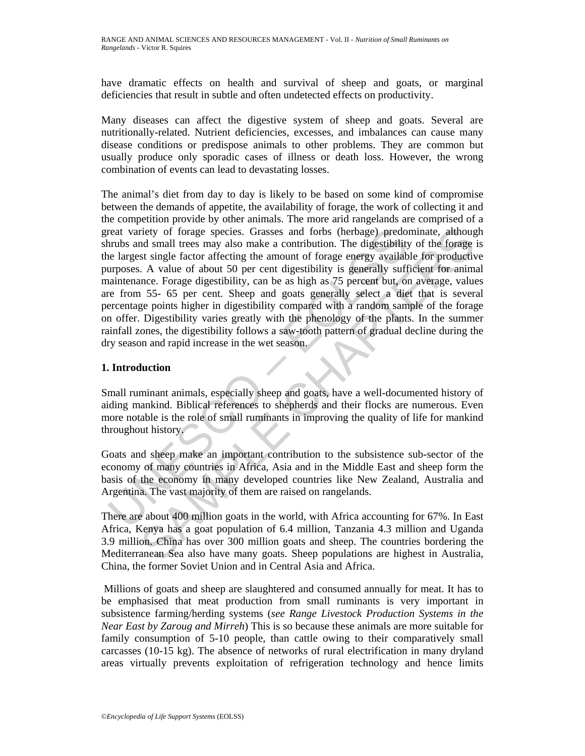have dramatic effects on health and survival of sheep and goats, or marginal deficiencies that result in subtle and often undetected effects on productivity.

Many diseases can affect the digestive system of sheep and goats. Several are nutritionally-related. Nutrient deficiencies, excesses, and imbalances can cause many disease conditions or predispose animals to other problems. They are common but usually produce only sporadic cases of illness or death loss. However, the wrong combination of events can lead to devastating losses.

The animal's diet from day to day is likely to be based on some kind of compromise between the demands of appetite, the availability of forage, the work of collecting it and the competition provide by other animals. The more arid rangelands are comprised of a great variety of forage species. Grasses and forbs (herbage) predominate, although shrubs and small trees may also make a contribution. The digestibility of the forage is the largest single factor affecting the amount of forage energy available for productive purposes. A value of about 50 per cent digestibility is generally sufficient for animal maintenance. Forage digestibility, can be as high as 75 percent but, on average, values are from 55- 65 per cent. Sheep and goats generally select a diet that is several percentage points higher in digestibility compared with a random sample of the forage on offer. Digestibility varies greatly with the phenology of the plants. In the summer rainfall zones, the digestibility follows a saw-tooth pattern of gradual decline during the dry season and rapid increase in the wet season.

## 1. Introduction

Small ruminant animals, especially sheep and goats, have a well-documented history of aiding mankind. Biblical references to shepherds and their flocks are numerous. Even more notable is the role of small ruminants in improving the quality of life for mankind throughout history.

Goats and sheep make an important contribution to the subsistence sub-sector of the economy of many countries in Africa, Asia and in the Middle East and sheep form the basis of the economy in many developed countries like New Zealand, Australia and Argentina. The vast majority of them are raised on rangelands.

There are about 400 million goats in the world, with Africa accounting for 67%. In East Africa, Kenya has a goat population of 6.4 million, Tanzania 4.3 million and Uganda 3.9 million. China has over 300 million goats and sheep. The countries bordering the Mediterranean Sea also have many goats. Sheep populations are highest in Australia, China, the former Soviet Union and in Central Asia and Africa.

Millions of goats and sheep are slaughtered and consumed annually for meat. It has to be emphasised that meat production from small ruminants is very important in subsistence farming/herding systems (*see Range Livestock Production Systems in the Near East by Zaroug and Mirreh*) This is so because these animals are more suitable for family consumption of 5-10 people, than cattle owing to their comparatively small carcasses (10-15 kg). The absence of networks of rural electrification in many dryland areas virtually prevents exploitation of refrigeration technology and hence limits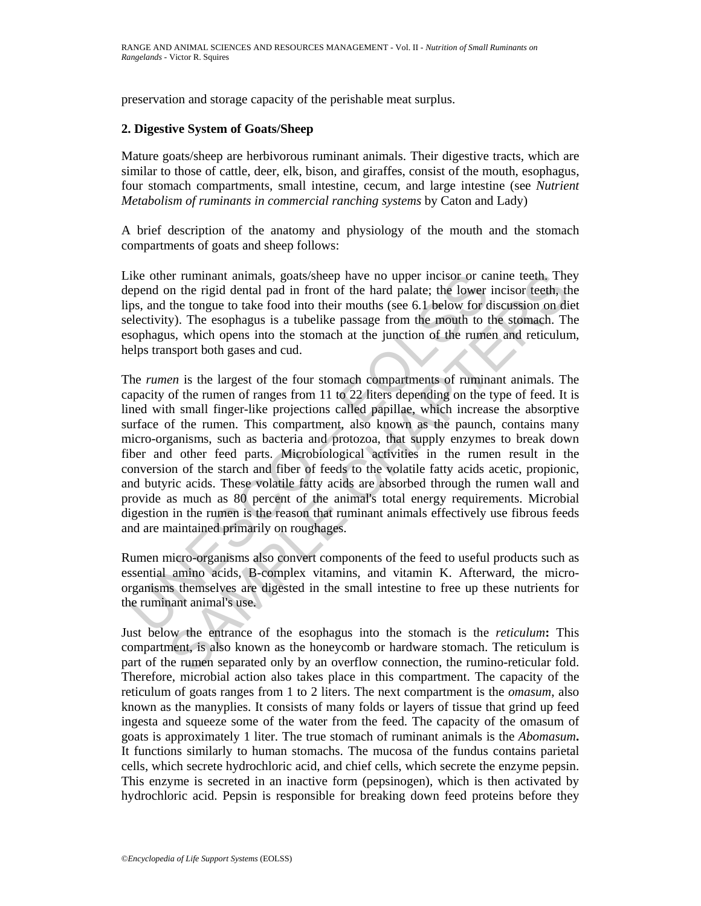preservation and storage capacity of the perishable meat surplus.

## 2. Digestive System of Goats/Sheep

Mature goats/sheep are herbivorous ruminant animals. Their digestive tracts, which are similar to those of cattle, deer, elk, bison, and giraffes, consist of the mouth, esophagus, four stomach compartments, small intestine, cecum, and large intestine (see *Nutrient Metabolism of ruminants in commercial ranching systems* by Caton and Lady)

A brief description of the anatomy and physiology of the mouth and the stomach compartments of goats and sheep follows:

Like other ruminant animals, goats/sheep have no upper incisor or canine teeth. They depend on the rigid dental pad in front of the hard palate; the lower incisor teeth, the lips, and the tongue to take food into their mouths (see 6.1 below for discussion on diet selectivity). The esophagus is a tubelike passage from the mouth to the stomach. The esophagus, which opens into the stomach at the junction of the rumen and reticulum, helps transport both gases and cud.

The *rumen* is the largest of the four stomach compartments of ruminant animals. The capacity of the rumen of ranges from 11 to 22 liters depending on the type of feed. It is lined with small finger-like projections called papillae, which increase the absorptive surface of the rumen. This compartment, also known as the paunch, contains many micro-organisms, such as bacteria and protozoa, that supply enzymes to break down fiber and other feed parts. Microbiological activities in the rumen result in the conversion of the starch and fiber of feeds to the volatile fatty acids acetic, propionic, and butyric acids. These volatile fatty acids are absorbed through the rumen wall and provide as much as 80 percent of the animal's total energy requirements. Microbial digestion in the rumen is the reason that ruminant animals effectively use fibrous feeds and are maintained primarily on roughages.

Rumen micro-organisms also convert components of the feed to useful products such as essential amino acids, B-complex vitamins, and vitamin K. Afterward, the micro-organisms themselves are digested in the small intestine to free up these nutrients for the ruminant animal's use.

Just below the entrance of the esophagus into the stomach is the *reticulum***:** This compartment, is also known as the honeycomb or hardware stomach. The reticulum is part of the rumen separated only by an overflow connection, the rumino-reticular fold. Therefore, microbial action also takes place in this compartment. The capacity of the reticulum of goats ranges from 1 to 2 liters. The next compartment is the *omasum*, also known as the manyplies. It consists of many folds or layers of tissue that grind up feed ingesta and squeeze some of the water from the feed. The capacity of the omasum of goats is approximately 1 liter. The true stomach of ruminant animals is the *Abomasum***.** It functions similarly to human stomachs. The mucosa of the fundus contains parietal cells, which secrete hydrochloric acid, and chief cells, which secrete the enzyme pepsin. This enzyme is secreted in an inactive form (pepsinogen), which is then activated by hydrochloric acid. Pepsin is responsible for breaking down feed proteins before they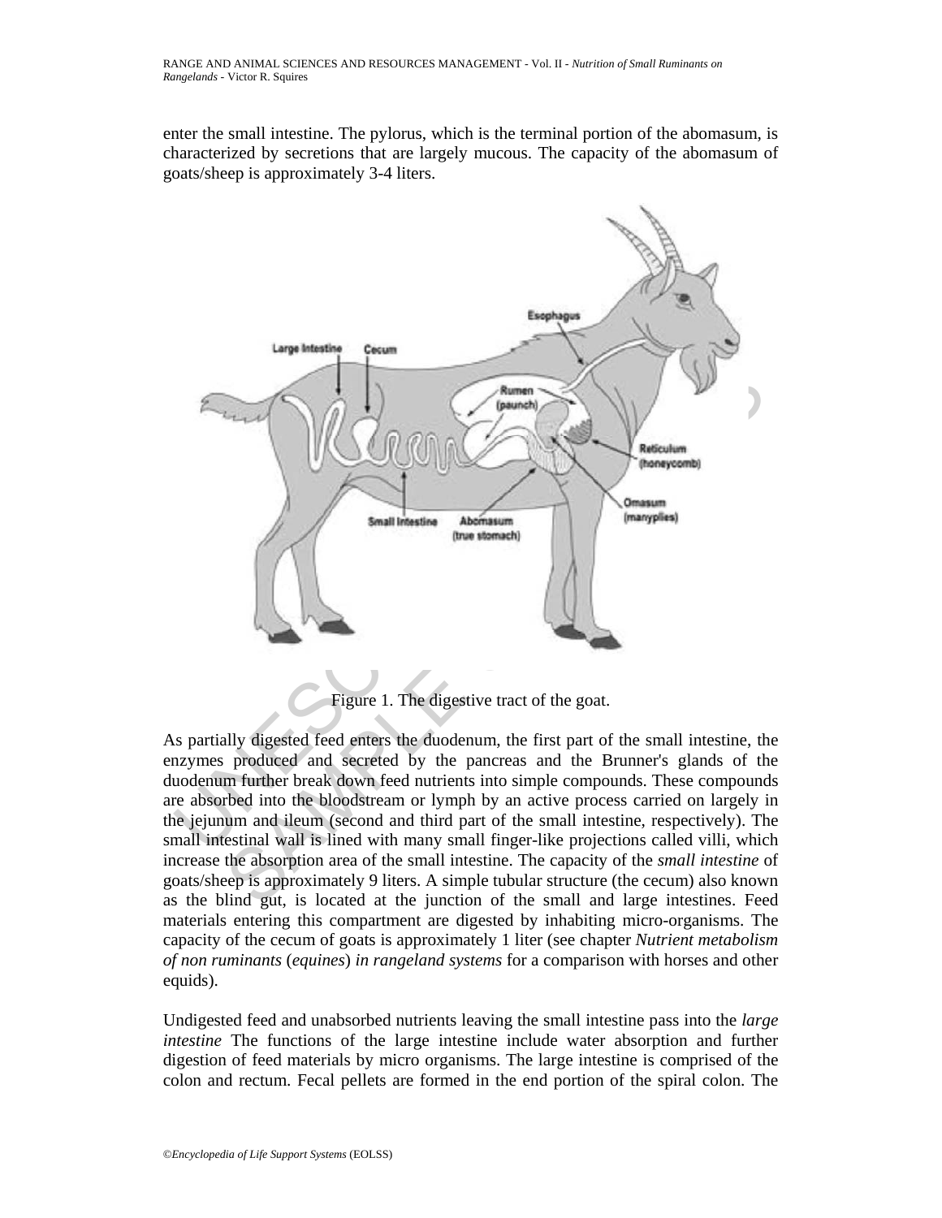enter the small intestine. The pylorus, which is the terminal portion of the abomasum, is characterized by secretions that are largely mucous. The capacity of the abomasum of goats/sheep is approximately 3-4 liters.

Figure 1. The digestive tract of the goat.

As partially digested feed enters the duodenum, the first part of the small intestine, the enzymes produced and secreted by the pancreas and the Brunner's glands of the duodenum further break down feed nutrients into simple compounds. These compounds are absorbed into the bloodstream or lymph by an active process carried on largely in the jejunum and ileum (second and third part of the small intestine, respectively). The small intestinal wall is lined with many small finger-like projections called villi, which increase the absorption area of the small intestine. The capacity of the *small intestine* of goats/sheep is approximately 9 liters. A simple tubular structure (the cecum) also known as the blind gut, is located at the junction of the small and large intestines. Feed materials entering this compartment are digested by inhabiting micro-organisms. The capacity of the cecum of goats is approximately 1 liter (see chapter *Nutrient metabolism of non ruminants* (*equines*) *in rangeland systems* for a comparison with horses and other equids).

Undigested feed and unabsorbed nutrients leaving the small intestine pass into the *large intestine* The functions of the large intestine include water absorption and further digestion of feed materials by micro organisms. The large intestine is comprised of the colon and rectum. Fecal pellets are formed in the end portion of the spiral colon. The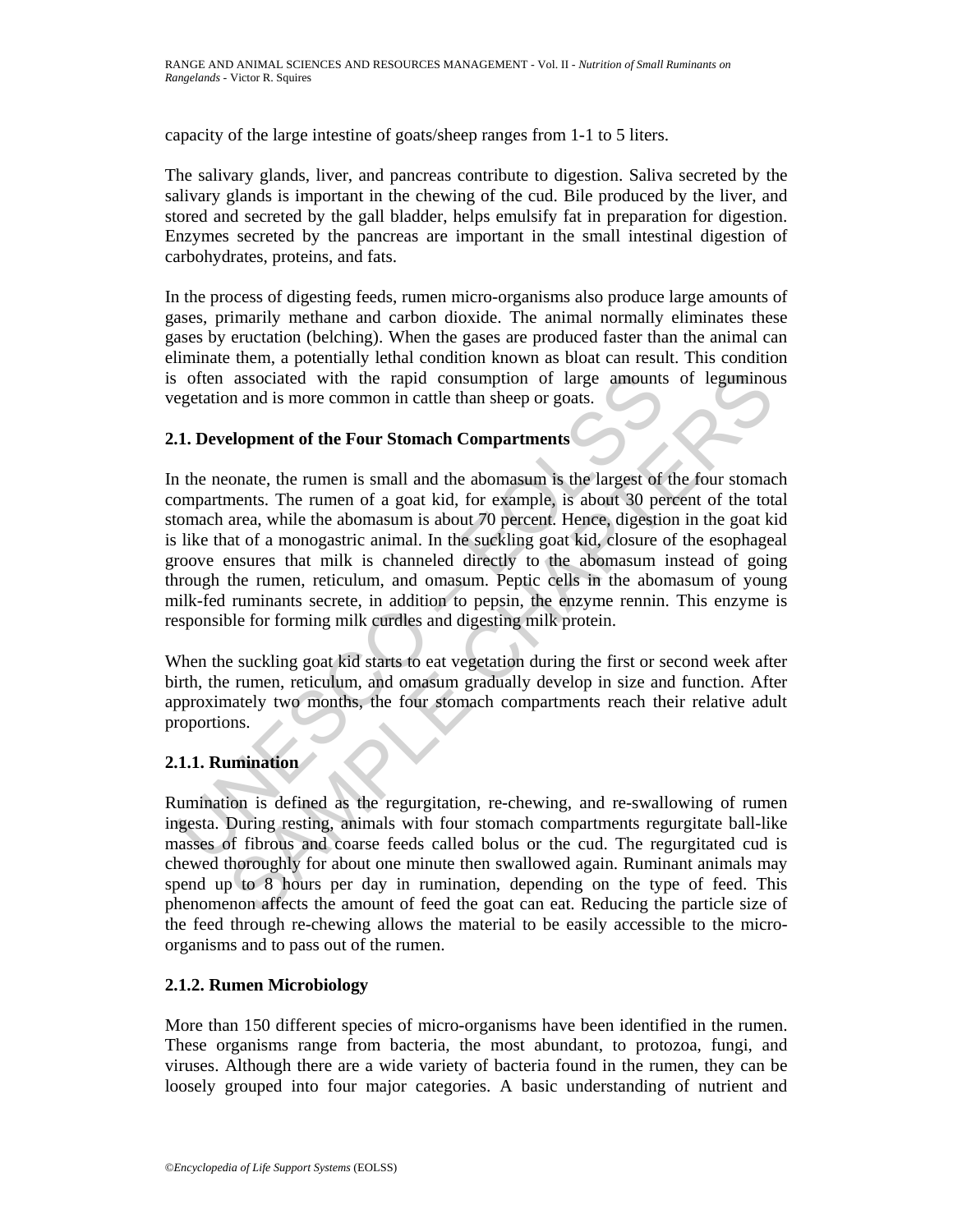capacity of the large intestine of goats/sheep ranges from 1-1 to 5 liters.

The salivary glands, liver, and pancreas contribute to digestion. Saliva secreted by the salivary glands is important in the chewing of the cud. Bile produced by the liver, and stored and secreted by the gall bladder, helps emulsify fat in preparation for digestion. Enzymes secreted by the pancreas are important in the small intestinal digestion of carbohydrates, proteins, and fats.

In the process of digesting feeds, rumen micro-organisms also produce large amounts of gases, primarily methane and carbon dioxide. The animal normally eliminates these gases by eructation (belching). When the gases are produced faster than the animal can eliminate them, a potentially lethal condition known as bloat can result. This condition is often associated with the rapid consumption of large amounts of leguminous vegetation and is more common in cattle than sheep or goats.

### 2.1. Development of the Four Stomach Compartments

In the neonate, the rumen is small and the abomasum is the largest of the four stomach compartments. The rumen of a goat kid, for example, is about 30 percent of the total stomach area, while the abomasum is about 70 percent. Hence, digestion in the goat kid is like that of a monogastric animal. In the suckling goat kid, closure of the esophageal groove ensures that milk is channeled directly to the abomasum instead of going through the rumen, reticulum, and omasum. Peptic cells in the abomasum of young milk-fed ruminants secrete, in addition to pepsin, the enzyme rennin. This enzyme is responsible for forming milk curdles and digesting milk protein.

When the suckling goat kid starts to eat vegetation during the first or second week after birth, the rumen, reticulum, and omasum gradually develop in size and function. After approximately two months, the four stomach compartments reach their relative adult proportions.

#### 2.1.1. Rumination

Rumination is defined as the regurgitation, re-chewing, and re-swallowing of rumen ingesta. During resting, animals with four stomach compartments regurgitate ball-like masses of fibrous and coarse feeds called bolus or the cud. The regurgitated cud is chewed thoroughly for about one minute then swallowed again. Ruminant animals may spend up to 8 hours per day in rumination, depending on the type of feed. This phenomenon affects the amount of feed the goat can eat. Reducing the particle size of the feed through re-chewing allows the material to be easily accessible to the micro-organisms and to pass out of the rumen.

#### 2.1.2. Rumen Microbiology

More than 150 different species of micro-organisms have been identified in the rumen. These organisms range from bacteria, the most abundant, to protozoa, fungi, and viruses. Although there are a wide variety of bacteria found in the rumen, they can be loosely grouped into four major categories. A basic understanding of nutrient and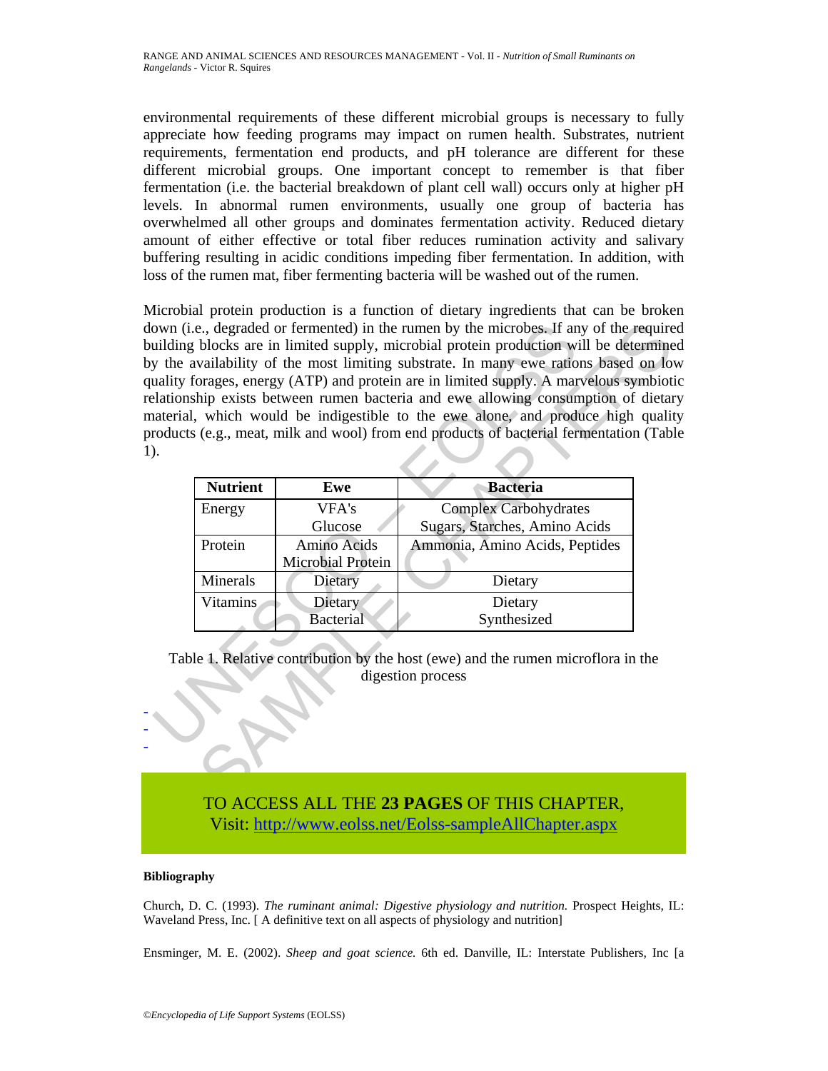environmental requirements of these different microbial groups is necessary to fully appreciate how feeding programs may impact on rumen health. Substrates, nutrient requirements, fermentation end products, and pH tolerance are different for these different microbial groups. One important concept to remember is that fiber fermentation (i.e. the bacterial breakdown of plant cell wall) occurs only at higher pH levels. In abnormal rumen environments, usually one group of bacteria has overwhelmed all other groups and dominates fermentation activity. Reduced dietary amount of either effective or total fiber reduces rumination activity and salivary buffering resulting in acidic conditions impeding fiber fermentation. In addition, with loss of the rumen mat, fiber fermenting bacteria will be washed out of the rumen.

Microbial protein production is a function of dietary ingredients that can be broken down (i.e., degraded or fermented) in the rumen by the microbes. If any of the required building blocks are in limited supply, microbial protein production will be determined by the availability of the most limiting substrate. In many ewe rations based on low quality forages, energy (ATP) and protein are in limited supply. A marvelous symbiotic relationship exists between rumen bacteria and ewe allowing consumption of dietary material, which would be indigestible to the ewe alone, and produce high quality products (e.g., meat, milk and wool) from end products of bacterial fermentation (Table 1).

| Nutrient | Ewe | Bacteria |
|---|---|---|
| Energy | VFA's<br>Glucose | Complex Carbohydrates<br>Sugars, Starches, Amino Acids |
| Protein | Amino Acids<br>Microbial Protein | Ammonia, Amino Acids, Peptides |
| Minerals | Dietary | Dietary |
| Vitamins | Dietary<br>Bacterial | Dietary<br>Synthesized |

Table 1. Relative contribution by the host (ewe) and the rumen microflora in the digestion process

-
-
-

TO ACCESS ALL THE **23 PAGES** OF THIS CHAPTER,
Visit: http://www.eolss.net/Eolss-sampleAllChapter.aspx

#### Bibliography

Church, D. C. (1993). *The ruminant animal: Digestive physiology and nutrition.* Prospect Heights, IL: Waveland Press, Inc. [ A definitive text on all aspects of physiology and nutrition]

Ensminger, M. E. (2002). *Sheep and goat science.* 6th ed. Danville, IL: Interstate Publishers, Inc [a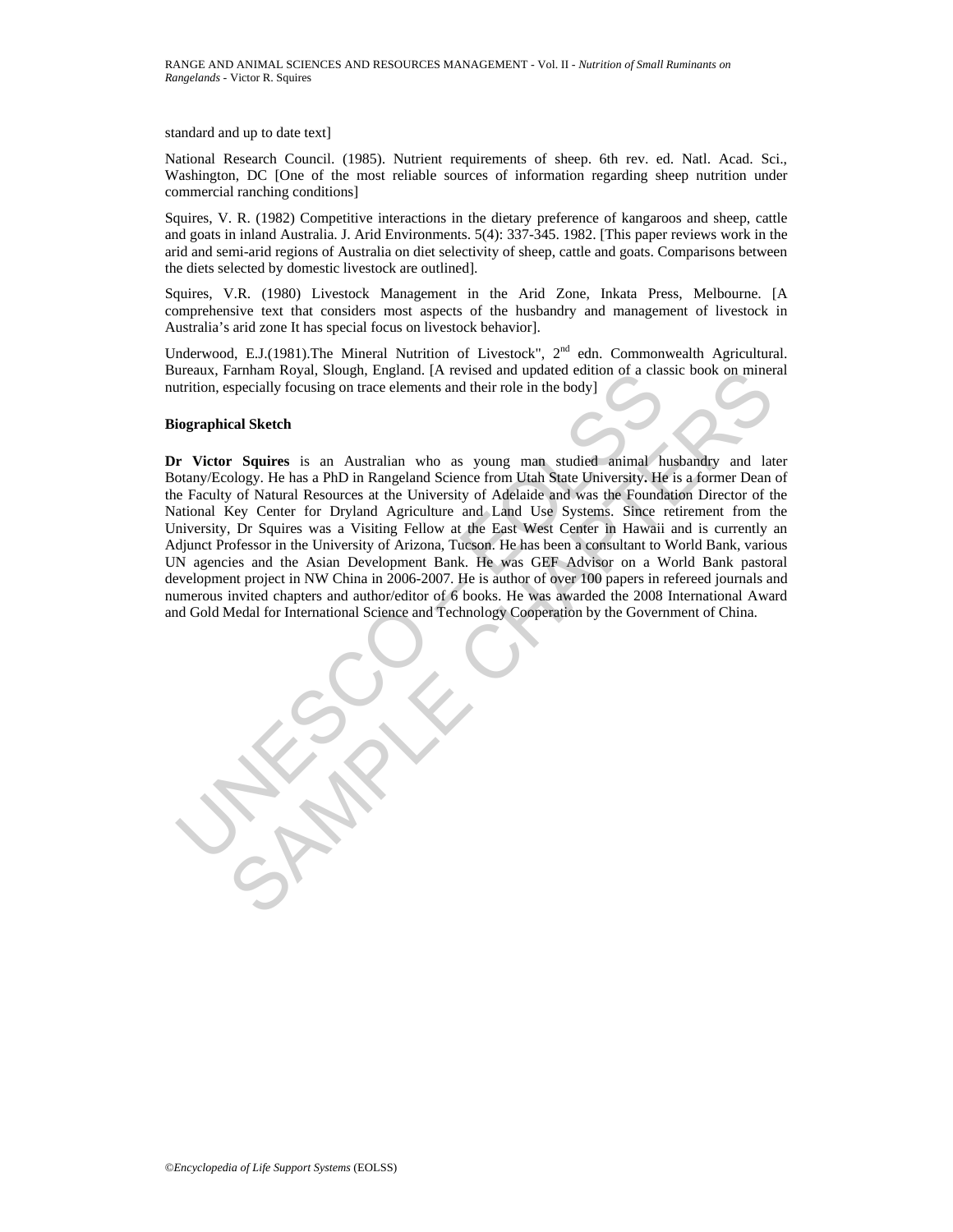standard and up to date text]

National Research Council. (1985). Nutrient requirements of sheep. 6th rev. ed. Natl. Acad. Sci., Washington, DC [One of the most reliable sources of information regarding sheep nutrition under commercial ranching conditions]

Squires, V. R. (1982) Competitive interactions in the dietary preference of kangaroos and sheep, cattle and goats in inland Australia. J. Arid Environments. 5(4): 337-345. 1982. [This paper reviews work in the arid and semi-arid regions of Australia on diet selectivity of sheep, cattle and goats. Comparisons between the diets selected by domestic livestock are outlined].

Squires, V.R. (1980) Livestock Management in the Arid Zone, Inkata Press, Melbourne. [A comprehensive text that considers most aspects of the husbandry and management of livestock in Australia's arid zone It has special focus on livestock behavior].

Underwood, E.J.(1981).The Mineral Nutrition of Livestock", 2nd edn. Commonwealth Agricultural. Bureaux, Farnham Royal, Slough, England. [A revised and updated edition of a classic book on mineral nutrition, especially focusing on trace elements and their role in the body]

**Biographical Sketch**

**Dr Victor Squires** is an Australian who as young man studied animal husbandry and later Botany/Ecology. He has a PhD in Rangeland Science from Utah State University. He is a former Dean of the Faculty of Natural Resources at the University of Adelaide and was the Foundation Director of the National Key Center for Dryland Agriculture and Land Use Systems. Since retirement from the University, Dr Squires was a Visiting Fellow at the East West Center in Hawaii and is currently an Adjunct Professor in the University of Arizona, Tucson. He has been a consultant to World Bank, various UN agencies and the Asian Development Bank. He was GEF Advisor on a World Bank pastoral development project in NW China in 2006-2007. He is author of over 100 papers in refereed journals and numerous invited chapters and author/editor of 6 books. He was awarded the 2008 International Award and Gold Medal for International Science and Technology Cooperation by the Government of China.